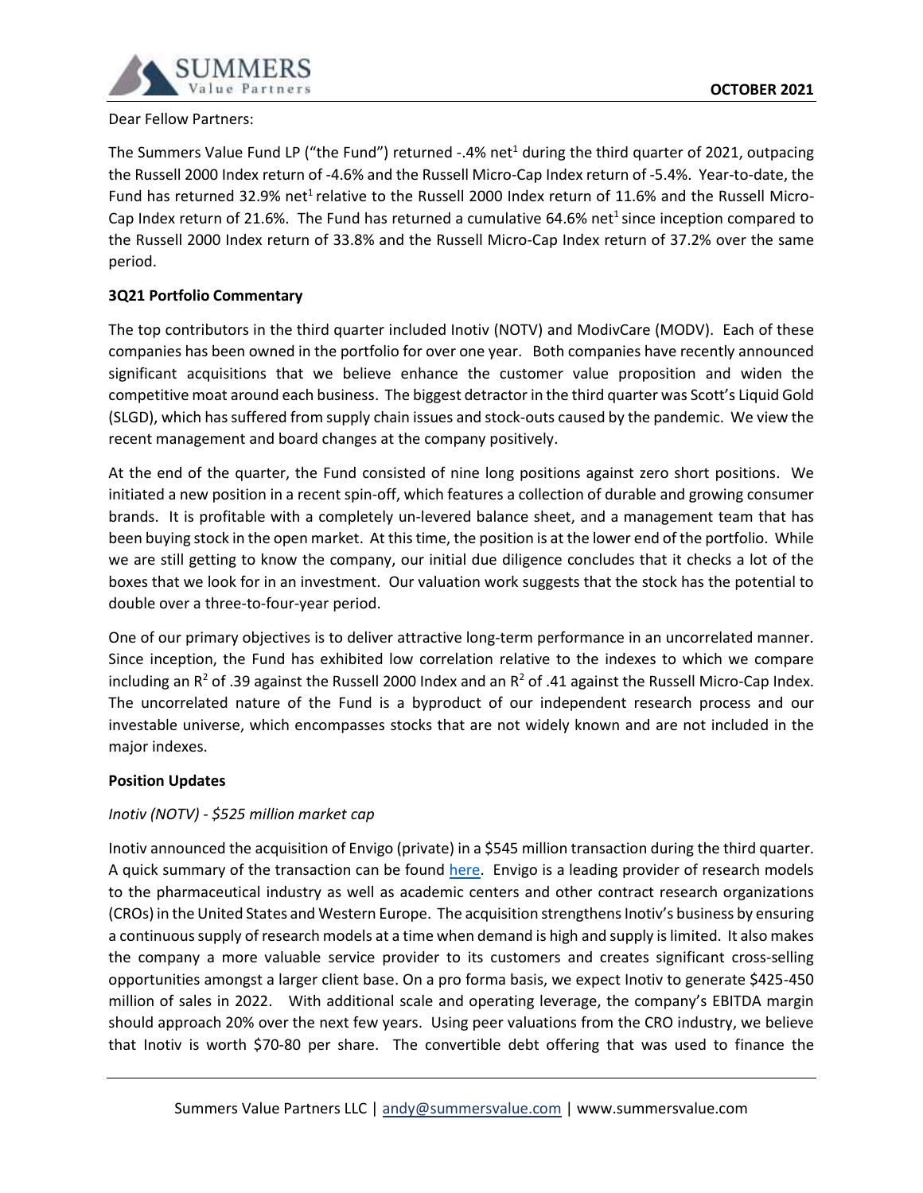Dear Fellow Partners:

The Summers Value Fund LP ("the Fund") returned -.4% net[1] during the third quarter of 2021, outpacing the Russell 2000 Index return of -4.6% and the Russell Micro-Cap Index return of -5.4%. Year-to-date, the Fund has returned 32.9% net[1] relative to the Russell 2000 Index return of 11.6% and the Russell Micro-Cap Index return of 21.6%. The Fund has returned a cumulative 64.6% net[1] since inception compared to the Russell 2000 Index return of 33.8% and the Russell Micro-Cap Index return of 37.2% over the same period.

**3Q21 Portfolio Commentary**

The top contributors in the third quarter included Inotiv (NOTV) and ModivCare (MODV). Each of these companies has been owned in the portfolio for over one year. Both companies have recently announced significant acquisitions that we believe enhance the customer value proposition and widen the competitive moat around each business. The biggest detractor in the third quarter was Scott's Liquid Gold (SLGD), which has suffered from supply chain issues and stock-outs caused by the pandemic. We view the recent management and board changes at the company positively.

At the end of the quarter, the Fund consisted of nine long positions against zero short positions. We initiated a new position in a recent spin-off, which features a collection of durable and growing consumer brands. It is profitable with a completely un-levered balance sheet, and a management team that has been buying stock in the open market. At this time, the position is at the lower end of the portfolio. While we are still getting to know the company, our initial due diligence concludes that it checks a lot of the boxes that we look for in an investment. Our valuation work suggests that the stock has the potential to double over a three-to-four-year period.

One of our primary objectives is to deliver attractive long-term performance in an uncorrelated manner. Since inception, the Fund has exhibited low correlation relative to the indexes to which we compare including an $R^2$ of .39 against the Russell 2000 Index and an $R^2$ of .41 against the Russell Micro-Cap Index. The uncorrelated nature of the Fund is a byproduct of our independent research process and our investable universe, which encompasses stocks that are not widely known and are not included in the major indexes.

**Position Updates**

*Inotiv (NOTV) - $525 million market cap*

Inotiv announced the acquisition of Envigo (private) in a $545 million transaction during the third quarter. A quick summary of the transaction can be found here. Envigo is a leading provider of research models to the pharmaceutical industry as well as academic centers and other contract research organizations (CROs) in the United States and Western Europe. The acquisition strengthens Inotiv's business by ensuring a continuous supply of research models at a time when demand is high and supply is limited. It also makes the company a more valuable service provider to its customers and creates significant cross-selling opportunities amongst a larger client base. On a pro forma basis, we expect Inotiv to generate $425-450 million of sales in 2022. With additional scale and operating leverage, the company's EBITDA margin should approach 20% over the next few years. Using peer valuations from the CRO industry, we believe that Inotiv is worth $70-80 per share. The convertible debt offering that was used to finance the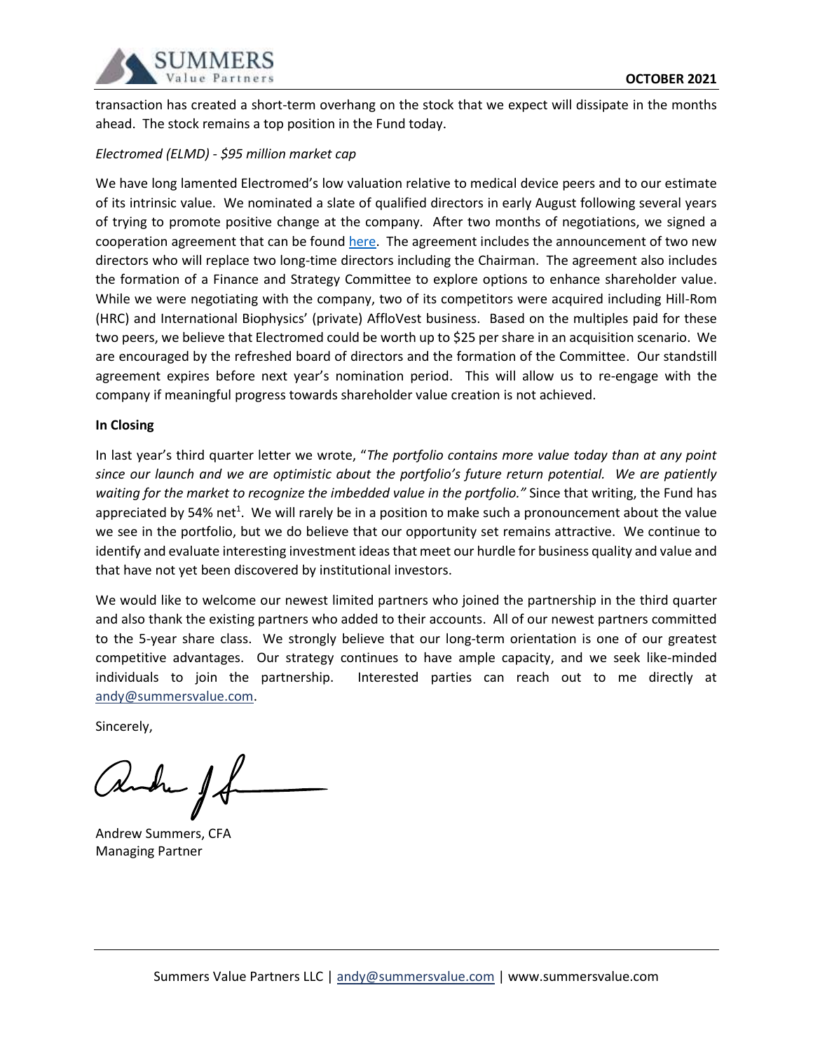transaction has created a short-term overhang on the stock that we expect will dissipate in the months ahead. The stock remains a top position in the Fund today.

*Electromed (ELMD) - $95 million market cap*

We have long lamented Electromed's low valuation relative to medical device peers and to our estimate of its intrinsic value. We nominated a slate of qualified directors in early August following several years of trying to promote positive change at the company. After two months of negotiations, we signed a cooperation agreement that can be found here. The agreement includes the announcement of two new directors who will replace two long-time directors including the Chairman. The agreement also includes the formation of a Finance and Strategy Committee to explore options to enhance shareholder value. While we were negotiating with the company, two of its competitors were acquired including Hill-Rom (HRC) and International Biophysics' (private) AffloVest business. Based on the multiples paid for these two peers, we believe that Electromed could be worth up to $25 per share in an acquisition scenario. We are encouraged by the refreshed board of directors and the formation of the Committee. Our standstill agreement expires before next year's nomination period. This will allow us to re-engage with the company if meaningful progress towards shareholder value creation is not achieved.

**In Closing**

In last year's third quarter letter we wrote, "*The portfolio contains more value today than at any point since our launch and we are optimistic about the portfolio's future return potential. We are patiently waiting for the market to recognize the imbedded value in the portfolio.*" Since that writing, the Fund has appreciated by 54% net[1]. We will rarely be in a position to make such a pronouncement about the value we see in the portfolio, but we do believe that our opportunity set remains attractive. We continue to identify and evaluate interesting investment ideas that meet our hurdle for business quality and value and that have not yet been discovered by institutional investors.

We would like to welcome our newest limited partners who joined the partnership in the third quarter and also thank the existing partners who added to their accounts. All of our newest partners committed to the 5-year share class. We strongly believe that our long-term orientation is one of our greatest competitive advantages. Our strategy continues to have ample capacity, and we seek like-minded individuals to join the partnership. Interested parties can reach out to me directly at andy@summersvalue.com.

Sincerely,

Andrew Summers, CFA
Managing Partner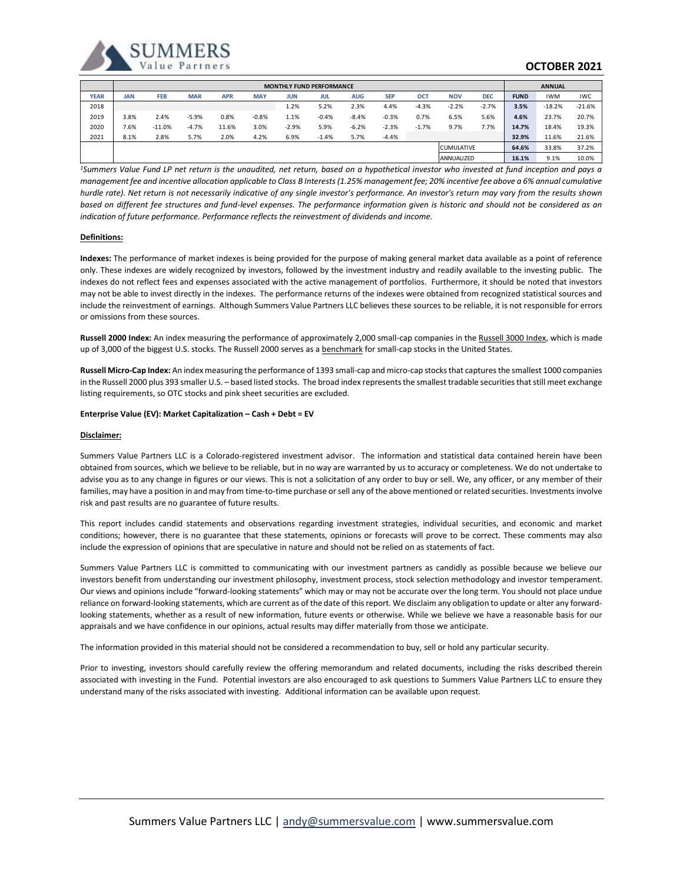**OCTOBER 2021**

| | MONTHLY FUND PERFORMANCE | | | | | | | | | | | | ANNUAL | | |
|---|---|---|---|---|---|---|---|---|---|---|---|---|---|---|---|
| YEAR | JAN | FEB | MAR | APR | MAY | JUN | JUL | AUG | SEP | OCT | NOV | DEC | FUND | IWM | IWC |
| 2018 | | | | | | 1.2% | 5.2% | 2.3% | 4.4% | -4.3% | -2.2% | -2.7% | 3.5% | -18.2% | -21.6% |
| 2019 | 3.8% | 2.4% | -5.9% | 0.8% | -0.8% | 1.1% | -0.4% | -8.4% | -0.3% | 0.7% | 6.5% | 5.6% | 4.6% | 23.7% | 20.7% |
| 2020 | 7.6% | -11.0% | -4.7% | 11.6% | 3.0% | -2.9% | 5.9% | -6.2% | -2.3% | -1.7% | 9.7% | 7.7% | 14.7% | 18.4% | 19.3% |
| 2021 | 8.1% | 2.8% | 5.7% | 2.0% | 4.2% | 6.9% | -1.4% | 5.7% | -4.4% | | | | 32.9% | 11.6% | 21.6% |
| | | | | | | | | | | | CUMULATIVE | | 64.6% | 33.8% | 37.2% |
| | | | | | | | | | | | ANNUALIZED | | 16.1% | 9.1% | 10.0% |

*[1]Summers Value Fund LP net return is the unaudited, net return, based on a hypothetical investor who invested at fund inception and pays a management fee and incentive allocation applicable to Class B Interests (1.25% management fee; 20% incentive fee above a 6% annual cumulative hurdle rate). Net return is not necessarily indicative of any single investor's performance. An investor's return may vary from the results shown based on different fee structures and fund-level expenses. The performance information given is historic and should not be considered as an indication of future performance. Performance reflects the reinvestment of dividends and income.*

**Definitions:**

**Indexes:** The performance of market indexes is being provided for the purpose of making general market data available as a point of reference only. These indexes are widely recognized by investors, followed by the investment industry and readily available to the investing public. The indexes do not reflect fees and expenses associated with the active management of portfolios. Furthermore, it should be noted that investors may not be able to invest directly in the indexes. The performance returns of the indexes were obtained from recognized statistical sources and include the reinvestment of earnings. Although Summers Value Partners LLC believes these sources to be reliable, it is not responsible for errors or omissions from these sources.

**Russell 2000 Index:** An index measuring the performance of approximately 2,000 small-cap companies in the Russell 3000 Index, which is made up of 3,000 of the biggest U.S. stocks. The Russell 2000 serves as a benchmark for small-cap stocks in the United States.

**Russell Micro-Cap Index:** An index measuring the performance of 1393 small-cap and micro-cap stocks that captures the smallest 1000 companies in the Russell 2000 plus 393 smaller U.S. – based listed stocks. The broad index represents the smallest tradable securities that still meet exchange listing requirements, so OTC stocks and pink sheet securities are excluded.

**Enterprise Value (EV): Market Capitalization – Cash + Debt = EV**

**Disclaimer:**

Summers Value Partners LLC is a Colorado-registered investment advisor. The information and statistical data contained herein have been obtained from sources, which we believe to be reliable, but in no way are warranted by us to accuracy or completeness. We do not undertake to advise you as to any change in figures or our views. This is not a solicitation of any order to buy or sell. We, any officer, or any member of their families, may have a position in and may from time-to-time purchase or sell any of the above mentioned or related securities. Investments involve risk and past results are no guarantee of future results.

This report includes candid statements and observations regarding investment strategies, individual securities, and economic and market conditions; however, there is no guarantee that these statements, opinions or forecasts will prove to be correct. These comments may also include the expression of opinions that are speculative in nature and should not be relied on as statements of fact.

Summers Value Partners LLC is committed to communicating with our investment partners as candidly as possible because we believe our investors benefit from understanding our investment philosophy, investment process, stock selection methodology and investor temperament. Our views and opinions include "forward-looking statements" which may or may not be accurate over the long term. You should not place undue reliance on forward-looking statements, which are current as of the date of this report. We disclaim any obligation to update or alter any forward-looking statements, whether as a result of new information, future events or otherwise. While we believe we have a reasonable basis for our appraisals and we have confidence in our opinions, actual results may differ materially from those we anticipate.

The information provided in this material should not be considered a recommendation to buy, sell or hold any particular security.

Prior to investing, investors should carefully review the offering memorandum and related documents, including the risks described therein associated with investing in the Fund. Potential investors are also encouraged to ask questions to Summers Value Partners LLC to ensure they understand many of the risks associated with investing. Additional information can be available upon request.